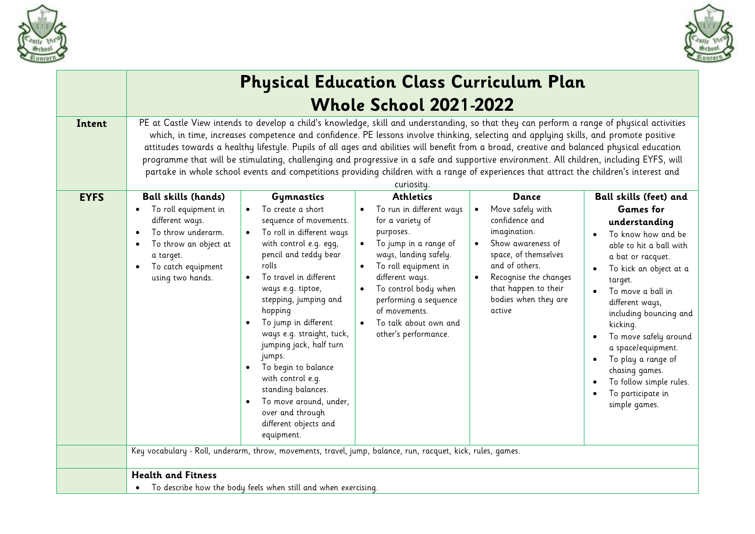# Physical Education Class Curriculum Plan

## Whole School 2021-2022

| | | | | | |
|---|---|---|---|---|---|
| **Intent** | PE at Castle View intends to develop a child's knowledge, skill and understanding, so that they can perform a range of physical activities which, in time, increases competence and confidence. PE lessons involve thinking, selecting and applying skills, and promote positive attitudes towards a healthy lifestyle. Pupils of all ages and abilities will benefit from a broad, creative and balanced physical education programme that will be stimulating, challenging and progressive in a safe and supportive environment. All children, including EYFS, will partake in whole school events and competitions providing children with a range of experiences that attract the children's interest and curiosity. | | | | |
| **EYFS** | **Ball skills (hands)**<br>• To roll equipment in different ways.<br>• To throw underarm.<br>• To throw an object at a target.<br>• To catch equipment using two hands. | **Gymnastics**<br>• To create a short sequence of movements.<br>• To roll in different ways with control e.g. egg, pencil and teddy bear rolls<br>• To travel in different ways e.g. tiptoe, stepping, jumping and hopping<br>• To jump in different ways e.g. straight, tuck, jumping jack, half turn jumps.<br>• To begin to balance with control e.g. standing balances.<br>• To move around, under, over and through different objects and equipment. | **Athletics**<br>• To run in different ways for a variety of purposes.<br>• To jump in a range of ways, landing safely.<br>• To roll equipment in different ways.<br>• To control body when performing a sequence of movements.<br>• To talk about own and other's performance. | **Dance**<br>• Move safely with confidence and imagination.<br>• Show awareness of space, of themselves and of others.<br>• Recognise the changes that happen to their bodies when they are active | **Ball skills (feet) and Games for understanding**<br>• To know how and be able to hit a ball with a bat or racquet.<br>• To kick an object at a target.<br>• To move a ball in different ways, including bouncing and kicking.<br>• To move safely around a space/equipment.<br>• To play a range of chasing games.<br>• To follow simple rules.<br>• To participate in simple games. |
| | Key vocabulary - Roll, underarm, throw, movements, travel, jump, balance, run, racquet, kick, rules, games. | | | | |
| | **Health and Fitness**<br>• To describe how the body feels when still and when exercising. | | | | |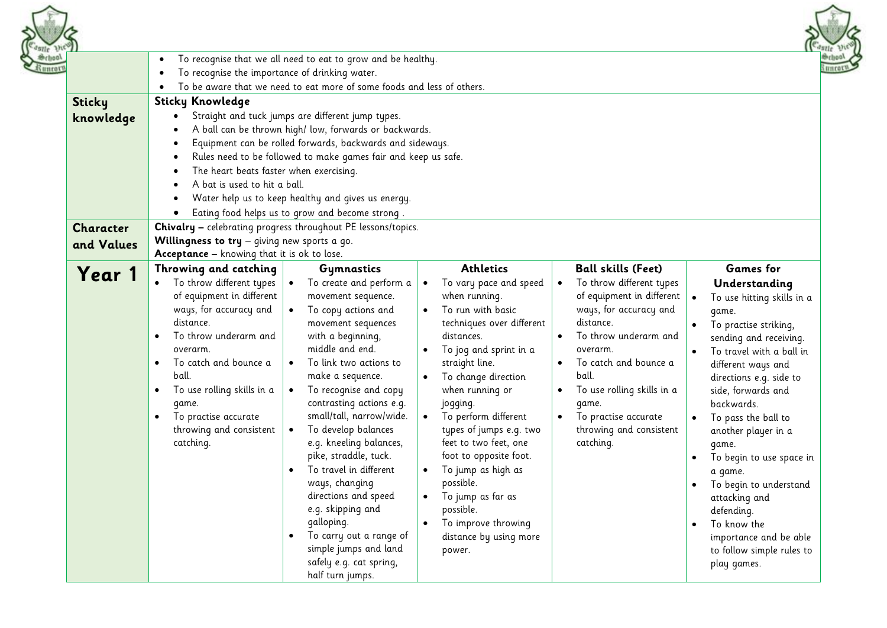|  |  |  |  |  |  |
|---|---|---|---|---|---|
|  | • To recognise that we all need to eat to grow and be healthy.<br>• To recognise the importance of drinking water.<br>• To be aware that we need to eat more of some foods and less of others. | | | | |
| **Sticky knowledge** | **Sticky Knowledge**<br>• Straight and tuck jumps are different jump types.<br>• A ball can be thrown high/ low, forwards or backwards.<br>• Equipment can be rolled forwards, backwards and sideways.<br>• Rules need to be followed to make games fair and keep us safe.<br>• The heart beats faster when exercising.<br>• A bat is used to hit a ball.<br>• Water help us to keep healthy and gives us energy.<br>• Eating food helps us to grow and become strong . | | | | |
| **Character and Values** | **Chivalry –** celebrating progress throughout PE lessons/topics.<br>**Willingness to try** – giving new sports a go.<br>**Acceptance –** knowing that it is ok to lose. | | | | |
| **Year 1** | **Throwing and catching**<br>• To throw different types of equipment in different ways, for accuracy and distance.<br>• To throw underarm and overarm.<br>• To catch and bounce a ball.<br>• To use rolling skills in a game.<br>• To practise accurate throwing and consistent catching. | **Gymnastics**<br>• To create and perform a movement sequence.<br>• To copy actions and movement sequences with a beginning, middle and end.<br>• To link two actions to make a sequence.<br>• To recognise and copy contrasting actions e.g. small/tall, narrow/wide.<br>• To develop balances e.g. kneeling balances, pike, straddle, tuck.<br>• To travel in different ways, changing directions and speed e.g. skipping and galloping.<br>• To carry out a range of simple jumps and land safely e.g. cat spring, half turn jumps. | **Athletics**<br>• To vary pace and speed when running.<br>• To run with basic techniques over different distances.<br>• To jog and sprint in a straight line.<br>• To change direction when running or jogging.<br>• To perform different types of jumps e.g. two feet to two feet, one foot to opposite foot.<br>• To jump as high as possible.<br>• To jump as far as possible.<br>• To improve throwing distance by using more power. | **Ball skills (Feet)**<br>• To throw different types of equipment in different ways, for accuracy and distance.<br>• To throw underarm and overarm.<br>• To catch and bounce a ball.<br>• To use rolling skills in a game.<br>• To practise accurate throwing and consistent catching. | **Games for Understanding**<br>• To use hitting skills in a game.<br>• To practise striking, sending and receiving.<br>• To travel with a ball in different ways and directions e.g. side to side, forwards and backwards.<br>• To pass the ball to another player in a game.<br>• To begin to use space in a game.<br>• To begin to understand attacking and defending.<br>• To know the importance and be able to follow simple rules to play games. |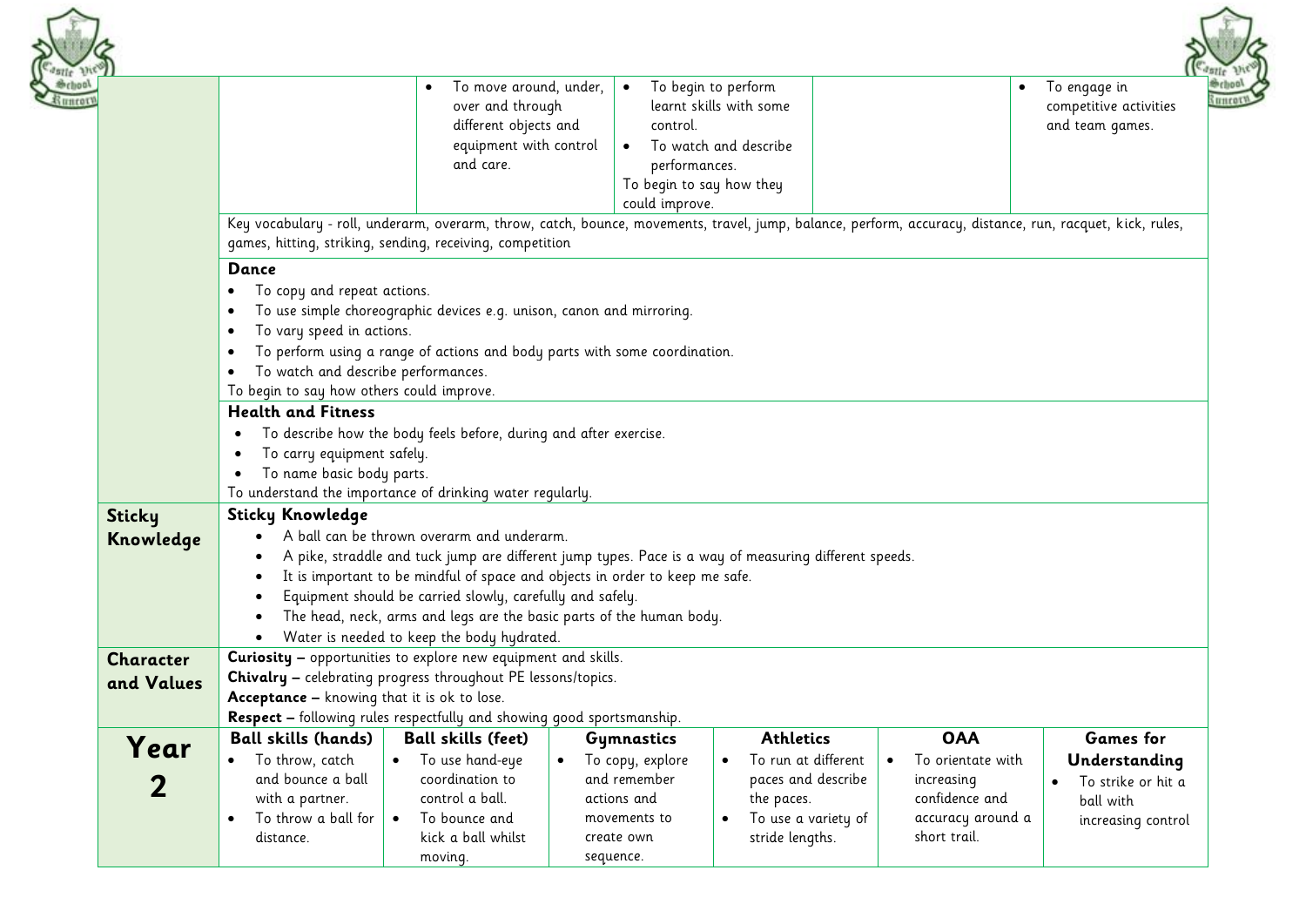| | | | | | | |
|---|---|---|---|---|---|---|
| | | • To move around, under, over and through different objects and equipment with control and care. | • To begin to perform learnt skills with some control.<br>• To watch and describe performances.<br>To begin to say how they could improve. | | | • To engage in competitive activities and team games. |
| | Key vocabulary - roll, underarm, overarm, throw, catch, bounce, movements, travel, jump, balance, perform, accuracy, distance, run, racquet, kick, rules, games, hitting, striking, sending, receiving, competition | | | | | |
| | **Dance**<br>• To copy and repeat actions.<br>• To use simple choreographic devices e.g. unison, canon and mirroring.<br>• To vary speed in actions.<br>• To perform using a range of actions and body parts with some coordination.<br>• To watch and describe performances.<br>To begin to say how others could improve. | | | | | |
| | **Health and Fitness**<br>• To describe how the body feels before, during and after exercise.<br>• To carry equipment safely.<br>• To name basic body parts.<br>To understand the importance of drinking water regularly. | | | | | |
| **Sticky Knowledge** | **Sticky Knowledge**<br>• A ball can be thrown overarm and underarm.<br>• A pike, straddle and tuck jump are different jump types. Pace is a way of measuring different speeds.<br>• It is important to be mindful of space and objects in order to keep me safe.<br>• Equipment should be carried slowly, carefully and safely.<br>• The head, neck, arms and legs are the basic parts of the human body.<br>• Water is needed to keep the body hydrated. | | | | | |
| **Character and Values** | **Curiosity** – opportunities to explore new equipment and skills.<br>**Chivalry** – celebrating progress throughout PE lessons/topics.<br>**Acceptance** – knowing that it is ok to lose.<br>**Respect** – following rules respectfully and showing good sportsmanship. | | | | | |
| **Year 2** | **Ball skills (hands)**<br>• To throw, catch and bounce a ball with a partner.<br>• To throw a ball for distance. | **Ball skills (feet)**<br>• To use hand-eye coordination to control a ball.<br>• To bounce and kick a ball whilst moving. | **Gymnastics**<br>• To copy, explore and remember actions and movements to create own sequence. | **Athletics**<br>• To run at different paces and describe the paces.<br>• To use a variety of stride lengths. | **OAA**<br>• To orientate with increasing confidence and accuracy around a short trail. | **Games for Understanding**<br>• To strike or hit a ball with increasing control |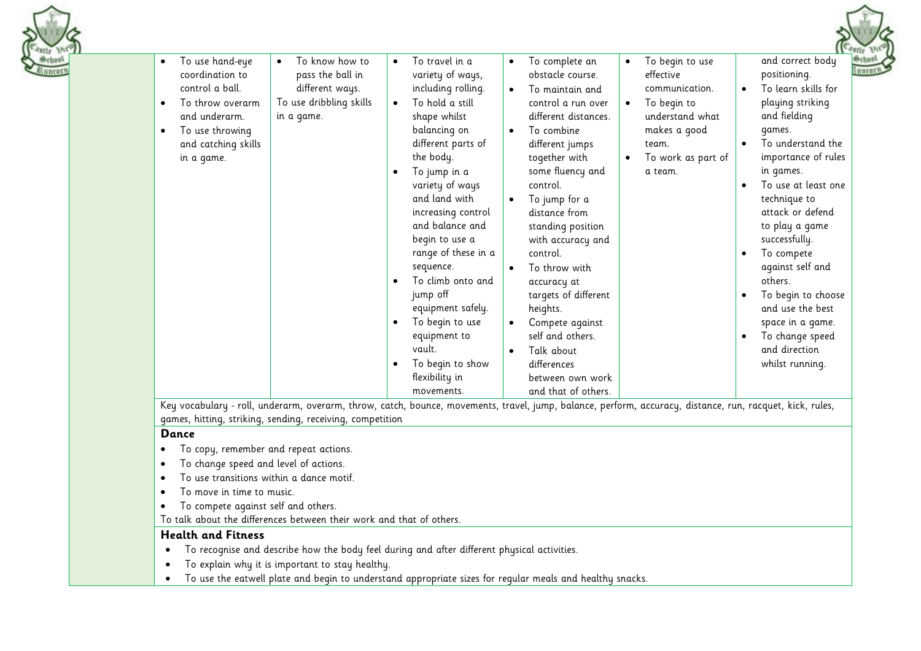| | | | | | | |
|---|---|---|---|---|---|---|
| | • To use hand-eye coordination to control a ball.<br>• To throw overarm and underarm.<br>• To use throwing and catching skills in a game. | • To know how to pass the ball in different ways.<br>To use dribbling skills in a game. | • To travel in a variety of ways, including rolling.<br>• To hold a still shape whilst balancing on different parts of the body.<br>• To jump in a variety of ways and land with increasing control and balance and begin to use a range of these in a sequence.<br>• To climb onto and jump off equipment safely.<br>• To begin to use equipment to vault.<br>• To begin to show flexibility in movements. | • To complete an obstacle course.<br>• To maintain and control a run over different distances.<br>• To combine different jumps together with some fluency and control.<br>• To jump for a distance from standing position with accuracy and control.<br>• To throw with accuracy at targets of different heights.<br>• Compete against self and others.<br>• Talk about differences between own work and that of others. | • To begin to use effective communication.<br>• To begin to understand what makes a good team.<br>• To work as part of a team. | and correct body positioning.<br>• To learn skills for playing striking and fielding games.<br>• To understand the importance of rules in games.<br>• To use at least one technique to attack or defend to play a game successfully.<br>• To compete against self and others.<br>• To begin to choose and use the best space in a game.<br>• To change speed and direction whilst running. |
| | Key vocabulary - roll, underarm, overarm, throw, catch, bounce, movements, travel, jump, balance, perform, accuracy, distance, run, racquet, kick, rules, games, hitting, striking, sending, receiving, competition | | | | | |

**Dance**

- To copy, remember and repeat actions.
- To change speed and level of actions.
- To use transitions within a dance motif.
- To move in time to music.
- To compete against self and others.

To talk about the differences between their work and that of others.

**Health and Fitness**

- To recognise and describe how the body feel during and after different physical activities.
- To explain why it is important to stay healthy.
- To use the eatwell plate and begin to understand appropriate sizes for regular meals and healthy snacks.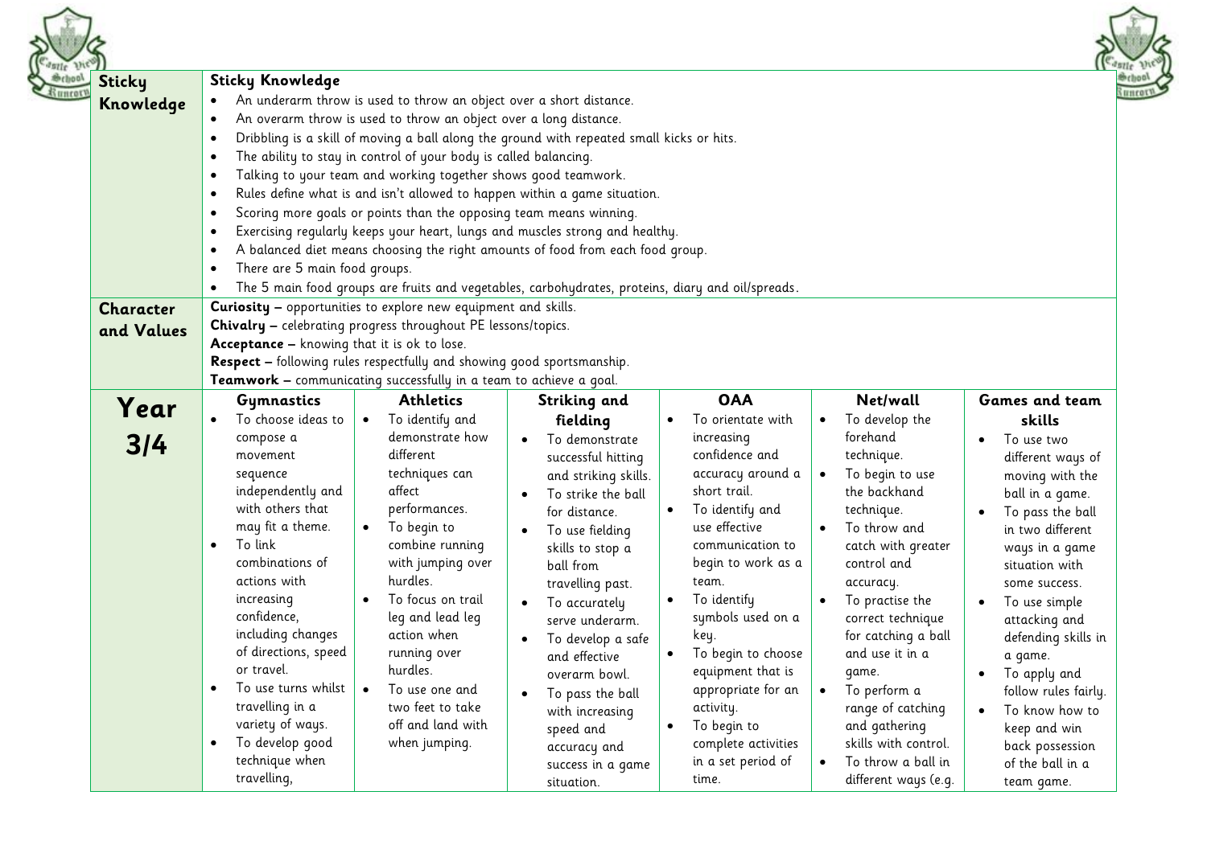| Sticky Knowledge | Sticky Knowledge<br>• An underarm throw is used to throw an object over a short distance.<br>• An overarm throw is used to throw an object over a long distance.<br>• Dribbling is a skill of moving a ball along the ground with repeated small kicks or hits.<br>• The ability to stay in control of your body is called balancing.<br>• Talking to your team and working together shows good teamwork.<br>• Rules define what is and isn't allowed to happen within a game situation.<br>• Scoring more goals or points than the opposing team means winning.<br>• Exercising regularly keeps your heart, lungs and muscles strong and healthy.<br>• A balanced diet means choosing the right amounts of food from each food group.<br>• There are 5 main food groups.<br>• The 5 main food groups are fruits and vegetables, carbohydrates, proteins, diary and oil/spreads. | | | | | |
|---|---|---|---|---|---|---|
| **Character and Values** | **Curiosity** – opportunities to explore new equipment and skills.<br>**Chivalry** – celebrating progress throughout PE lessons/topics.<br>**Acceptance** – knowing that it is ok to lose.<br>**Respect** – following rules respectfully and showing good sportsmanship.<br>**Teamwork** – communicating successfully in a team to achieve a goal. | | | | | |
| **Year 3/4** | **Gymnastics**<br>• To choose ideas to compose a movement sequence independently and with others that may fit a theme.<br>• To link combinations of actions with increasing confidence, including changes of directions, speed or travel.<br>• To use turns whilst travelling in a variety of ways.<br>• To develop good technique when travelling, | **Athletics**<br>• To identify and demonstrate how different techniques can affect performances.<br>• To begin to combine running with jumping over hurdles.<br>• To focus on trail leg and lead leg action when running over hurdles.<br>• To use one and two feet to take off and land with when jumping. | **Striking and fielding**<br>• To demonstrate successful hitting and striking skills.<br>• To strike the ball for distance.<br>• To use fielding skills to stop a ball from travelling past.<br>• To accurately serve underarm.<br>• To develop a safe and effective overarm bowl.<br>• To pass the ball with increasing speed and accuracy and success in a game situation. | **OAA**<br>• To orientate with increasing confidence and accuracy around a short trail.<br>• To identify and use effective communication to begin to work as a team.<br>• To identify symbols used on a key.<br>• To begin to choose equipment that is appropriate for an activity.<br>• To begin to complete activities in a set period of time. | **Net/wall**<br>• To develop the forehand technique.<br>• To begin to use the backhand technique.<br>• To throw and catch with greater control and accuracy.<br>• To practise the correct technique for catching a ball and use it in a game.<br>• To perform a range of catching and gathering skills with control.<br>• To throw a ball in different ways (e.g. | **Games and team skills**<br>• To use two different ways of moving with the ball in a game.<br>• To pass the ball in two different ways in a game situation with some success.<br>• To use simple attacking and defending skills in a game.<br>• To apply and follow rules fairly.<br>• To know how to keep and win back possession of the ball in a team game. |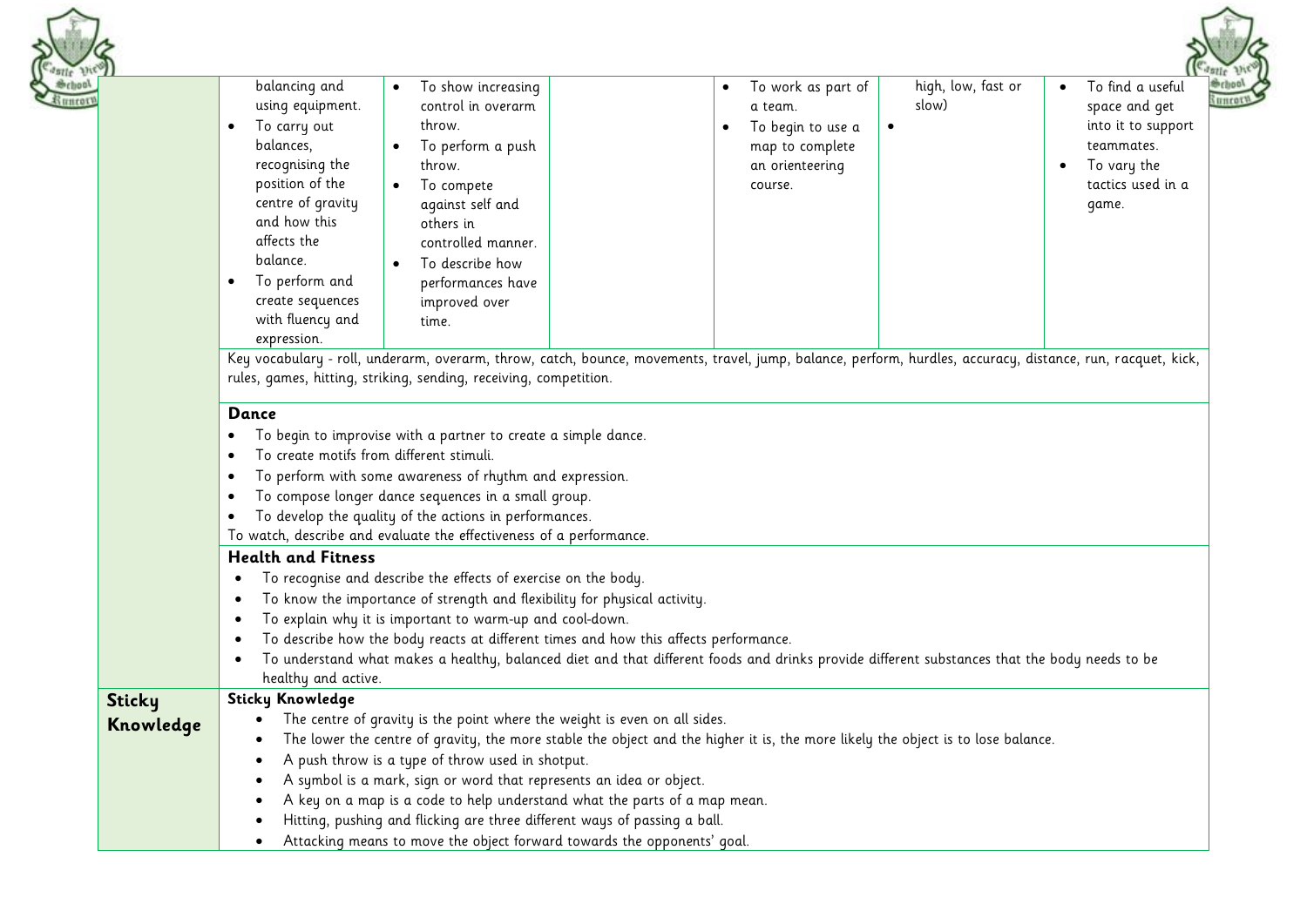| | | | | | | |
|---|---|---|---|---|---|---|
| | balancing and using equipment.<br>• To carry out balances, recognising the position of the centre of gravity and how this affects the balance.<br>• To perform and create sequences with fluency and expression. | • To show increasing control in overarm throw.<br>• To perform a push throw.<br>• To compete against self and others in controlled manner.<br>• To describe how performances have improved over time. | | • To work as part of a team.<br>• To begin to use a map to complete an orienteering course. | high, low, fast or slow)<br>• | • To find a useful space and get into it to support teammates.<br>• To vary the tactics used in a game. |
| | Key vocabulary - roll, underarm, overarm, throw, catch, bounce, movements, travel, jump, balance, perform, hurdles, accuracy, distance, run, racquet, kick, rules, games, hitting, striking, sending, receiving, competition. | | | | | |
| | **Dance**<br>• To begin to improvise with a partner to create a simple dance.<br>• To create motifs from different stimuli.<br>• To perform with some awareness of rhythm and expression.<br>• To compose longer dance sequences in a small group.<br>• To develop the quality of the actions in performances.<br>To watch, describe and evaluate the effectiveness of a performance. | | | | | |
| | **Health and Fitness**<br>• To recognise and describe the effects of exercise on the body.<br>• To know the importance of strength and flexibility for physical activity.<br>• To explain why it is important to warm-up and cool-down.<br>• To describe how the body reacts at different times and how this affects performance.<br>• To understand what makes a healthy, balanced diet and that different foods and drinks provide different substances that the body needs to be healthy and active. | | | | | |
| **Sticky Knowledge** | **Sticky Knowledge**<br>• The centre of gravity is the point where the weight is even on all sides.<br>• The lower the centre of gravity, the more stable the object and the higher it is, the more likely the object is to lose balance.<br>• A push throw is a type of throw used in shotput.<br>• A symbol is a mark, sign or word that represents an idea or object.<br>• A key on a map is a code to help understand what the parts of a map mean.<br>• Hitting, pushing and flicking are three different ways of passing a ball.<br>• Attacking means to move the object forward towards the opponents' goal. | | | | | |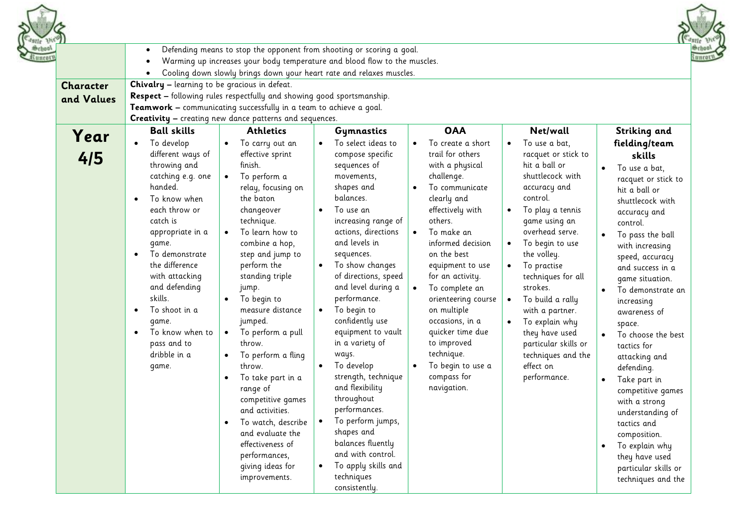| | | | | | | |
|---|---|---|---|---|---|---|
| | • Defending means to stop the opponent from shooting or scoring a goal.<br>• Warming up increases your body temperature and blood flow to the muscles.<br>• Cooling down slowly brings down your heart rate and relaxes muscles. | | | | | |
| **Character and Values** | **Chivalry –** learning to be gracious in defeat.<br>**Respect –** following rules respectfully and showing good sportsmanship.<br>**Teamwork –** communicating successfully in a team to achieve a goal.<br>**Creativity –** creating new dance patterns and sequences. | | | | | |
| **Year 4/5** | **Ball skills**<br>• To develop different ways of throwing and catching e.g. one handed.<br>• To know when each throw or catch is appropriate in a game.<br>• To demonstrate the difference with attacking and defending skills.<br>• To shoot in a game.<br>• To know when to pass and to dribble in a game. | **Athletics**<br>• To carry out an effective sprint finish.<br>• To perform a relay, focusing on the baton changeover technique.<br>• To learn how to combine a hop, step and jump to perform the standing triple jump.<br>• To begin to measure distance jumped.<br>• To perform a pull throw.<br>• To perform a fling throw.<br>• To take part in a range of competitive games and activities.<br>• To watch, describe and evaluate the effectiveness of performances, giving ideas for improvements. | **Gymnastics**<br>• To select ideas to compose specific sequences of movements, shapes and balances.<br>• To use an increasing range of actions, directions and levels in sequences.<br>• To show changes of directions, speed and level during a performance.<br>• To begin to confidently use equipment to vault in a variety of ways.<br>• To develop strength, technique and flexibility throughout performances.<br>• To perform jumps, shapes and balances fluently and with control.<br>• To apply skills and techniques consistently. | **OAA**<br>• To create a short trail for others with a physical challenge.<br>• To communicate clearly and effectively with others.<br>• To make an informed decision on the best equipment to use for an activity.<br>• To complete an orienteering course on multiple occasions, in a quicker time due to improved technique.<br>• To begin to use a compass for navigation. | **Net/wall**<br>• To use a bat, racquet or stick to hit a ball or shuttlecock with accuracy and control.<br>• To play a tennis game using an overhead serve.<br>• To begin to use the volley.<br>• To practise techniques for all strokes.<br>• To build a rally with a partner.<br>• To explain why they have used particular skills or techniques and the effect on performance. | **Striking and fielding/team skills**<br>• To use a bat, racquet or stick to hit a ball or shuttlecock with accuracy and control.<br>• To pass the ball with increasing speed, accuracy and success in a game situation.<br>• To demonstrate an increasing awareness of space.<br>• To choose the best tactics for attacking and defending.<br>• Take part in competitive games with a strong understanding of tactics and composition.<br>• To explain why they have used particular skills or techniques and the |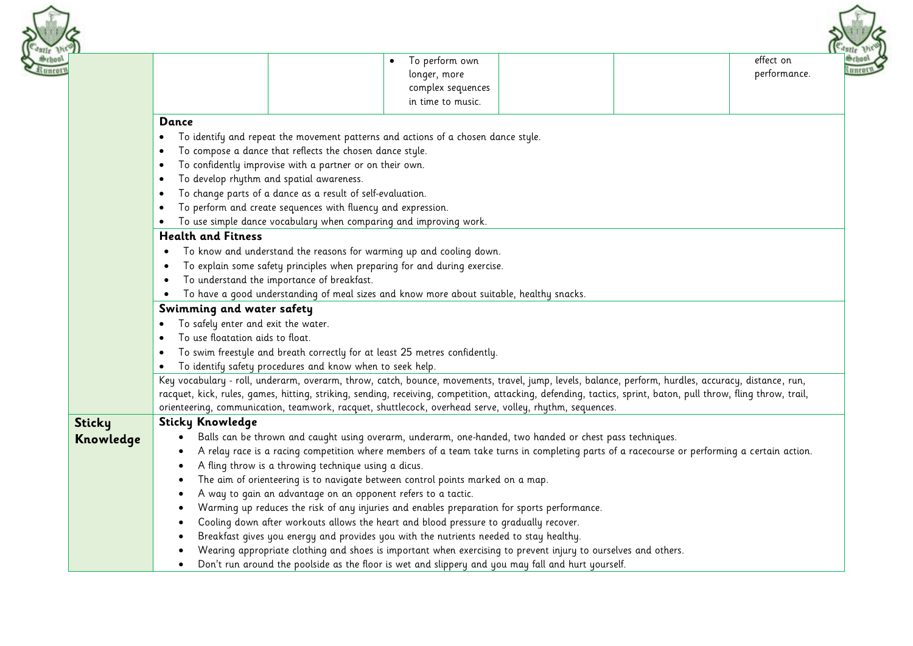| | | | | | | |
|---|---|---|---|---|---|---|
| | | | • To perform own longer, more complex sequences in time to music. | | | effect on performance. |

**Dance**

- To identify and repeat the movement patterns and actions of a chosen dance style.
- To compose a dance that reflects the chosen dance style.
- To confidently improvise with a partner or on their own.
- To develop rhythm and spatial awareness.
- To change parts of a dance as a result of self-evaluation.
- To perform and create sequences with fluency and expression.
- To use simple dance vocabulary when comparing and improving work.

**Health and Fitness**

- To know and understand the reasons for warming up and cooling down.
- To explain some safety principles when preparing for and during exercise.
- To understand the importance of breakfast.
- To have a good understanding of meal sizes and know more about suitable, healthy snacks.

**Swimming and water safety**

- To safely enter and exit the water.
- To use floatation aids to float.
- To swim freestyle and breath correctly for at least 25 metres confidently.
- To identify safety procedures and know when to seek help.

Key vocabulary - roll, underarm, overarm, throw, catch, bounce, movements, travel, jump, levels, balance, perform, hurdles, accuracy, distance, run, racquet, kick, rules, games, hitting, striking, sending, receiving, competition, attacking, defending, tactics, sprint, baton, pull throw, fling throw, trail, orienteering, communication, teamwork, racquet, shuttlecock, overhead serve, volley, rhythm, sequences.

## Sticky Knowledge

**Sticky Knowledge**

- Balls can be thrown and caught using overarm, underarm, one-handed, two handed or chest pass techniques.
- A relay race is a racing competition where members of a team take turns in completing parts of a racecourse or performing a certain action.
- A fling throw is a throwing technique using a dicus.
- The aim of orienteering is to navigate between control points marked on a map.
- A way to gain an advantage on an opponent refers to a tactic.
- Warming up reduces the risk of any injuries and enables preparation for sports performance.
- Cooling down after workouts allows the heart and blood pressure to gradually recover.
- Breakfast gives you energy and provides you with the nutrients needed to stay healthy.
- Wearing appropriate clothing and shoes is important when exercising to prevent injury to ourselves and others.
- Don't run around the poolside as the floor is wet and slippery and you may fall and hurt yourself.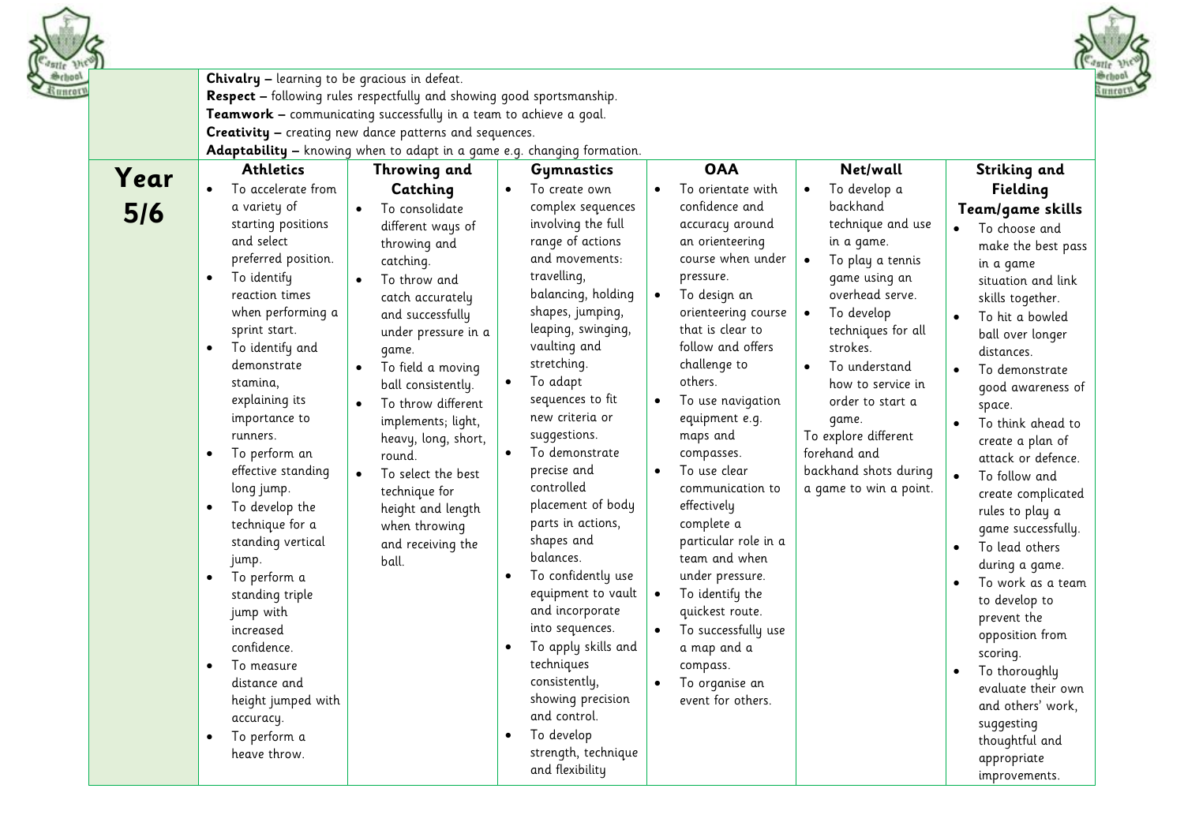**Chivalry –** learning to be gracious in defeat.
**Respect –** following rules respectfully and showing good sportsmanship.
**Teamwork –** communicating successfully in a team to achieve a goal.
**Creativity –** creating new dance patterns and sequences.
**Adaptability –** knowing when to adapt in a game e.g. changing formation.

| Year | Athletics | Throwing and Catching | Gymnastics | OAA | Net/wall | Striking and Fielding Team/game skills |
|---|---|---|---|---|---|---|
| **Year 5/6** | • To accelerate from a variety of starting positions and select preferred position.<br>• To identify reaction times when performing a sprint start.<br>• To identify and demonstrate stamina, explaining its importance to runners.<br>• To perform an effective standing long jump.<br>• To develop the technique for a standing vertical jump.<br>• To perform a standing triple jump with increased confidence.<br>• To measure distance and height jumped with accuracy.<br>• To perform a heave throw. | • To consolidate different ways of throwing and catching.<br>• To throw and catch accurately and successfully under pressure in a game.<br>• To field a moving ball consistently.<br>• To throw different implements; light, heavy, long, short, round.<br>• To select the best technique for height and length when throwing and receiving the ball. | • To create own complex sequences involving the full range of actions and movements: travelling, balancing, holding shapes, jumping, leaping, swinging, vaulting and stretching.<br>• To adapt sequences to fit new criteria or suggestions.<br>• To demonstrate precise and controlled placement of body parts in actions, shapes and balances.<br>• To confidently use equipment to vault and incorporate into sequences.<br>• To apply skills and techniques consistently, showing precision and control.<br>• To develop strength, technique and flexibility | • To orientate with confidence and accuracy around an orienteering course when under pressure.<br>• To design an orienteering course that is clear to follow and offers challenge to others.<br>• To use navigation equipment e.g. maps and compasses.<br>• To use clear communication to effectively complete a particular role in a team and when under pressure.<br>• To identify the quickest route.<br>• To successfully use a map and a compass.<br>• To organise an event for others. | • To develop a backhand technique and use in a game.<br>• To play a tennis game using an overhead serve.<br>• To develop techniques for all strokes.<br>• To understand how to service in order to start a game.<br>To explore different forehand and backhand shots during a game to win a point. | • To choose and make the best pass in a game situation and link skills together.<br>• To hit a bowled ball over longer distances.<br>• To demonstrate good awareness of space.<br>• To think ahead to create a plan of attack or defence.<br>• To follow and create complicated rules to play a game successfully.<br>• To lead others during a game.<br>• To work as a team to develop to prevent the opposition from scoring.<br>• To thoroughly evaluate their own and others' work, suggesting thoughtful and appropriate improvements. |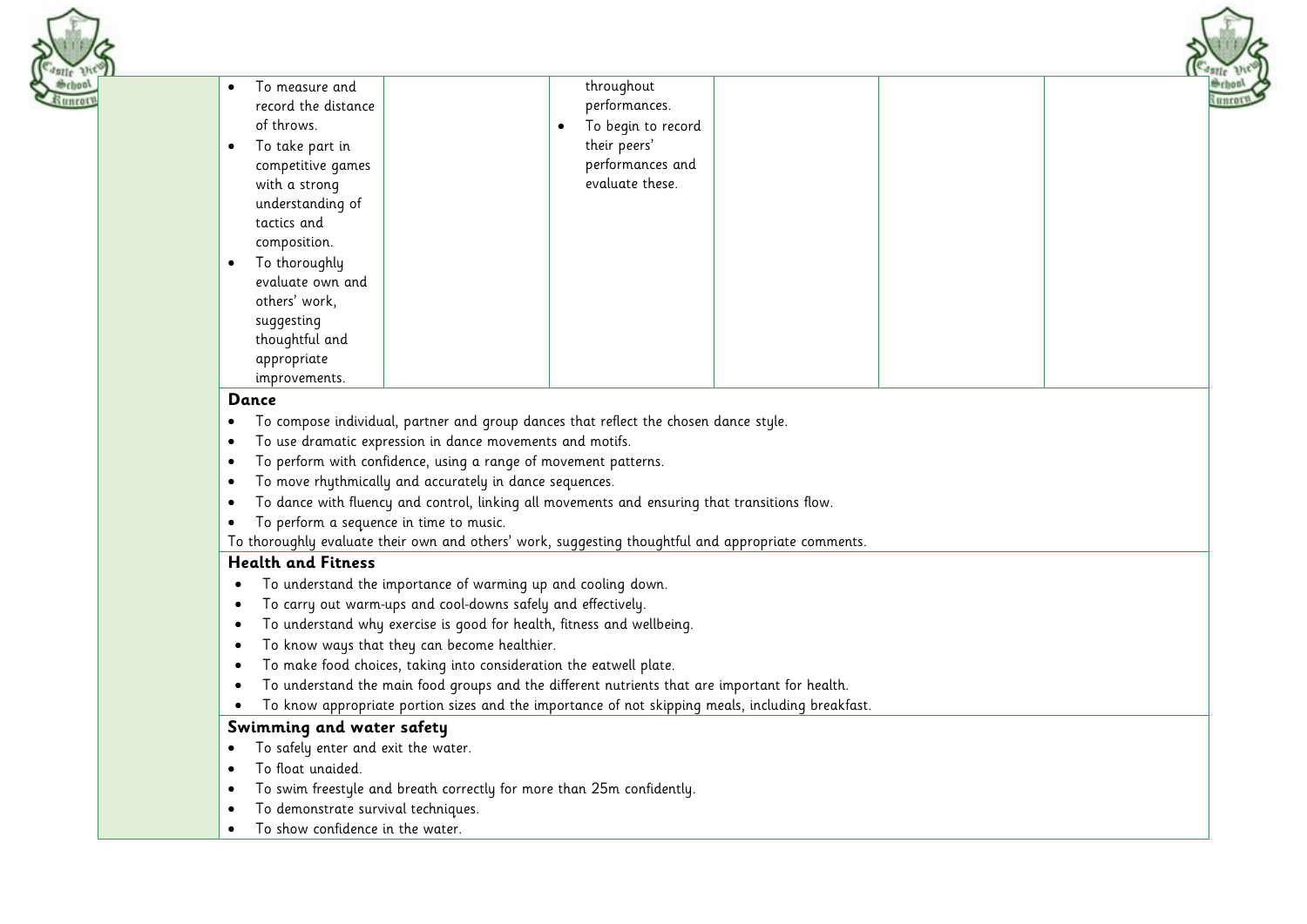| | | | | | | |
|---|---|---|---|---|---|---|
| | • To measure and record the distance of throws.<br>• To take part in competitive games with a strong understanding of tactics and composition.<br>• To thoroughly evaluate own and others' work, suggesting thoughtful and appropriate improvements. | | throughout performances.<br>• To begin to record their peers' performances and evaluate these. | | | |

**Dance**

- To compose individual, partner and group dances that reflect the chosen dance style.
- To use dramatic expression in dance movements and motifs.
- To perform with confidence, using a range of movement patterns.
- To move rhythmically and accurately in dance sequences.
- To dance with fluency and control, linking all movements and ensuring that transitions flow.
- To perform a sequence in time to music.

To thoroughly evaluate their own and others' work, suggesting thoughtful and appropriate comments.

**Health and Fitness**

- To understand the importance of warming up and cooling down.
- To carry out warm-ups and cool-downs safely and effectively.
- To understand why exercise is good for health, fitness and wellbeing.
- To know ways that they can become healthier.
- To make food choices, taking into consideration the eatwell plate.
- To understand the main food groups and the different nutrients that are important for health.
- To know appropriate portion sizes and the importance of not skipping meals, including breakfast.

**Swimming and water safety**

- To safely enter and exit the water.
- To float unaided.
- To swim freestyle and breath correctly for more than 25m confidently.
- To demonstrate survival techniques.
- To show confidence in the water.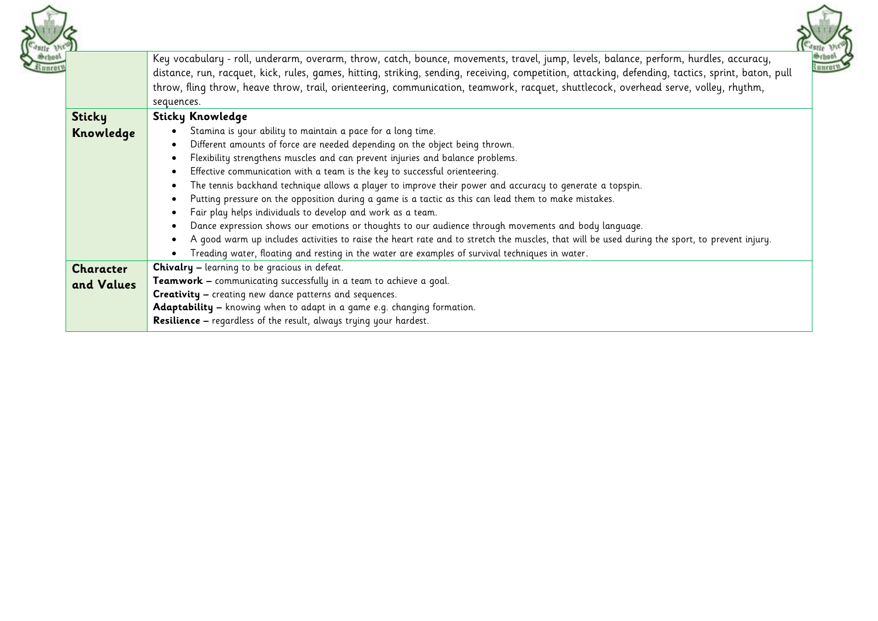| | |
|---|---|
| | Key vocabulary - roll, underarm, overarm, throw, catch, bounce, movements, travel, jump, levels, balance, perform, hurdles, accuracy, distance, run, racquet, kick, rules, games, hitting, striking, sending, receiving, competition, attacking, defending, tactics, sprint, baton, pull throw, fling throw, heave throw, trail, orienteering, communication, teamwork, racquet, shuttlecock, overhead serve, volley, rhythm, sequences. |
| **Sticky Knowledge** | **Sticky Knowledge**<br>• Stamina is your ability to maintain a pace for a long time.<br>• Different amounts of force are needed depending on the object being thrown.<br>• Flexibility strengthens muscles and can prevent injuries and balance problems.<br>• Effective communication with a team is the key to successful orienteering.<br>• The tennis backhand technique allows a player to improve their power and accuracy to generate a topspin.<br>• Putting pressure on the opposition during a game is a tactic as this can lead them to make mistakes.<br>• Fair play helps individuals to develop and work as a team.<br>• Dance expression shows our emotions or thoughts to our audience through movements and body language.<br>• A good warm up includes activities to raise the heart rate and to stretch the muscles, that will be used during the sport, to prevent injury.<br>• Treading water, floating and resting in the water are examples of survival techniques in water. |
| **Character and Values** | **Chivalry –** learning to be gracious in defeat.<br>**Teamwork –** communicating successfully in a team to achieve a goal.<br>**Creativity –** creating new dance patterns and sequences.<br>**Adaptability –** knowing when to adapt in a game e.g. changing formation.<br>**Resilience –** regardless of the result, always trying your hardest. |